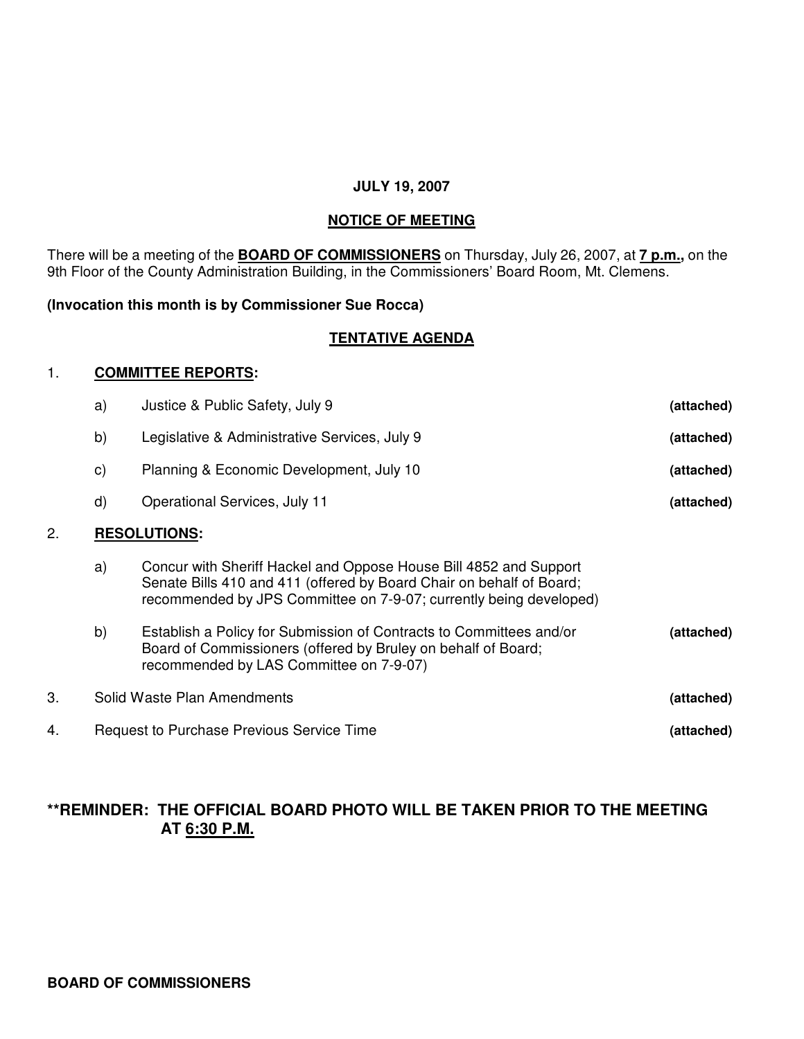**JULY 19, 2007**

## NOTICE OF MEETING

There will be a meeting of the **BOARD OF COMMISSIONERS** on Thursday, July 26, 2007, at **7 p.m.,** on the 9th Floor of the County Administration Building, in the Commissioners' Board Room, Mt. Clemens.

**(Invocation this month is by Commissioner Sue Rocca)**

## TENTATIVE AGENDA

1. **COMMITTEE REPORTS:**

   a) Justice & Public Safety, July 9 **(attached)**

   b) Legislative & Administrative Services, July 9 **(attached)**

   c) Planning & Economic Development, July 10 **(attached)**

   d) Operational Services, July 11 **(attached)**

2. **RESOLUTIONS:**

   a) Concur with Sheriff Hackel and Oppose House Bill 4852 and Support Senate Bills 410 and 411 (offered by Board Chair on behalf of Board; recommended by JPS Committee on 7-9-07; currently being developed)

   b) Establish a Policy for Submission of Contracts to Committees and/or Board of Commissioners (offered by Bruley on behalf of Board; recommended by LAS Committee on 7-9-07) **(attached)**

3. Solid Waste Plan Amendments **(attached)**

4. Request to Purchase Previous Service Time **(attached)**

**\*\*REMINDER: THE OFFICIAL BOARD PHOTO WILL BE TAKEN PRIOR TO THE MEETING AT 6:30 P.M.**

**BOARD OF COMMISSIONERS**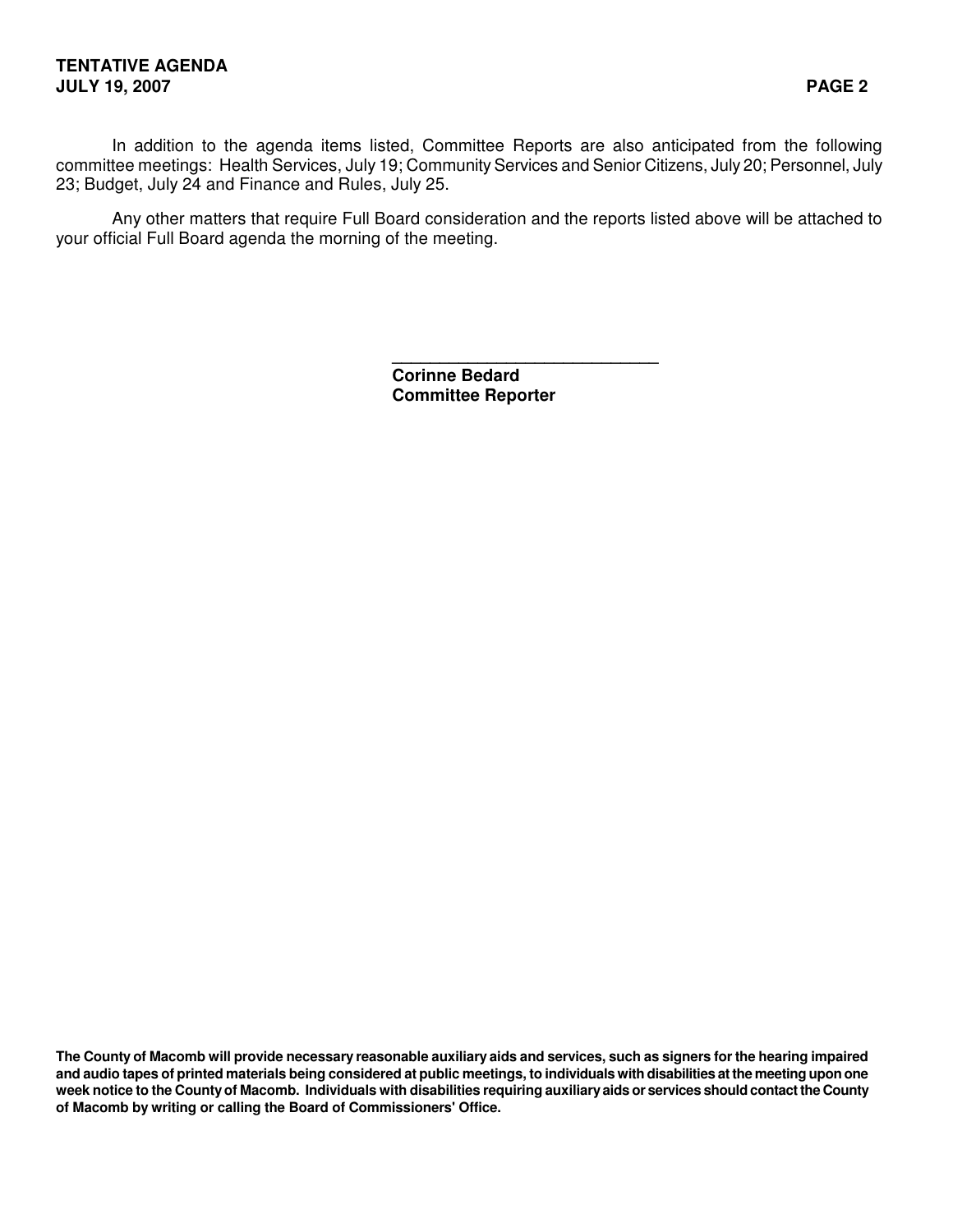In addition to the agenda items listed, Committee Reports are also anticipated from the following committee meetings: Health Services, July 19; Community Services and Senior Citizens, July 20; Personnel, July 23; Budget, July 24 and Finance and Rules, July 25.

Any other matters that require Full Board consideration and the reports listed above will be attached to your official Full Board agenda the morning of the meeting.

\_\_\_\_\_\_\_\_\_\_\_\_\_\_\_\_\_\_\_\_\_\_\_\_\_\_\_\_\_\_

**Corinne Bedard**
**Committee Reporter**

**The County of Macomb will provide necessary reasonable auxiliary aids and services, such as signers for the hearing impaired and audio tapes of printed materials being considered at public meetings, to individuals with disabilities at the meeting upon one week notice to the County of Macomb. Individuals with disabilities requiring auxiliary aids or services should contact the County of Macomb by writing or calling the Board of Commissioners' Office.**